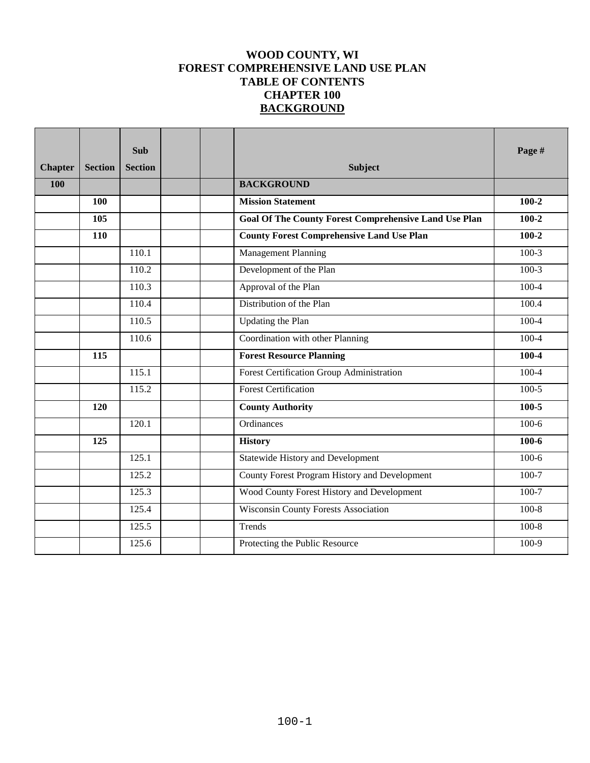# WOOD COUNTY, WI
# FOREST COMPREHENSIVE LAND USE PLAN
# TABLE OF CONTENTS
# CHAPTER 100
# BACKGROUND

| Chapter | Section | Sub Section | | | Subject | Page # |
|---|---|---|---|---|---|---|
| **100** | | | | | **BACKGROUND** | |
| | **100** | | | | **Mission Statement** | **100-2** |
| | **105** | | | | **Goal Of The County Forest Comprehensive Land Use Plan** | **100-2** |
| | **110** | | | | **County Forest Comprehensive Land Use Plan** | **100-2** |
| | | 110.1 | | | Management Planning | 100-3 |
| | | 110.2 | | | Development of the Plan | 100-3 |
| | | 110.3 | | | Approval of the Plan | 100-4 |
| | | 110.4 | | | Distribution of the Plan | 100.4 |
| | | 110.5 | | | Updating the Plan | 100-4 |
| | | 110.6 | | | Coordination with other Planning | 100-4 |
| | **115** | | | | **Forest Resource Planning** | **100-4** |
| | | 115.1 | | | Forest Certification Group Administration | 100-4 |
| | | 115.2 | | | Forest Certification | 100-5 |
| | **120** | | | | **County Authority** | **100-5** |
| | | 120.1 | | | Ordinances | 100-6 |
| | **125** | | | | **History** | **100-6** |
| | | 125.1 | | | Statewide History and Development | 100-6 |
| | | 125.2 | | | County Forest Program History and Development | 100-7 |
| | | 125.3 | | | Wood County Forest History and Development | 100-7 |
| | | 125.4 | | | Wisconsin County Forests Association | 100-8 |
| | | 125.5 | | | Trends | 100-8 |
| | | 125.6 | | | Protecting the Public Resource | 100-9 |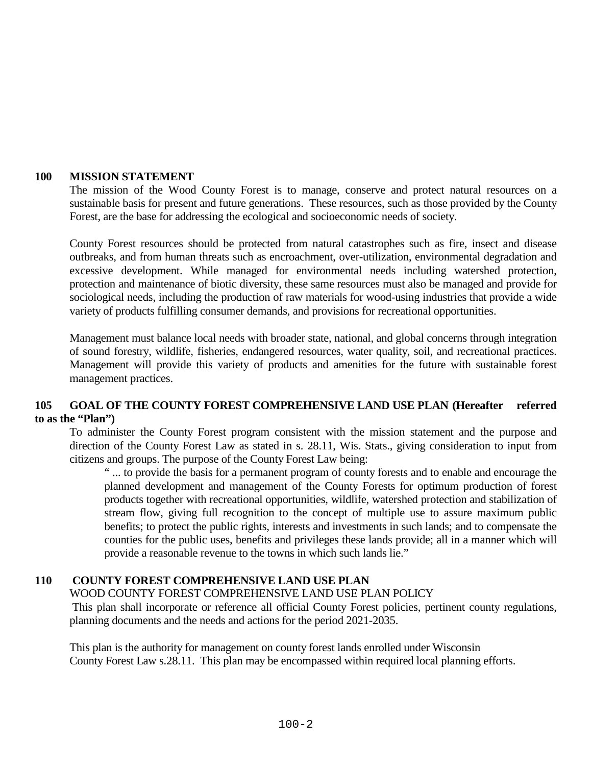## 100 MISSION STATEMENT

The mission of the Wood County Forest is to manage, conserve and protect natural resources on a sustainable basis for present and future generations. These resources, such as those provided by the County Forest, are the base for addressing the ecological and socioeconomic needs of society.

County Forest resources should be protected from natural catastrophes such as fire, insect and disease outbreaks, and from human threats such as encroachment, over-utilization, environmental degradation and excessive development. While managed for environmental needs including watershed protection, protection and maintenance of biotic diversity, these same resources must also be managed and provide for sociological needs, including the production of raw materials for wood-using industries that provide a wide variety of products fulfilling consumer demands, and provisions for recreational opportunities.

Management must balance local needs with broader state, national, and global concerns through integration of sound forestry, wildlife, fisheries, endangered resources, water quality, soil, and recreational practices. Management will provide this variety of products and amenities for the future with sustainable forest management practices.

## 105 GOAL OF THE COUNTY FOREST COMPREHENSIVE LAND USE PLAN (Hereafter referred to as the "Plan")

To administer the County Forest program consistent with the mission statement and the purpose and direction of the County Forest Law as stated in s. 28.11, Wis. Stats., giving consideration to input from citizens and groups. The purpose of the County Forest Law being:

> " ... to provide the basis for a permanent program of county forests and to enable and encourage the planned development and management of the County Forests for optimum production of forest products together with recreational opportunities, wildlife, watershed protection and stabilization of stream flow, giving full recognition to the concept of multiple use to assure maximum public benefits; to protect the public rights, interests and investments in such lands; and to compensate the counties for the public uses, benefits and privileges these lands provide; all in a manner which will provide a reasonable revenue to the towns in which such lands lie."

## 110 COUNTY FOREST COMPREHENSIVE LAND USE PLAN

WOOD COUNTY FOREST COMPREHENSIVE LAND USE PLAN POLICY

This plan shall incorporate or reference all official County Forest policies, pertinent county regulations, planning documents and the needs and actions for the period 2021-2035.

This plan is the authority for management on county forest lands enrolled under Wisconsin County Forest Law s.28.11. This plan may be encompassed within required local planning efforts.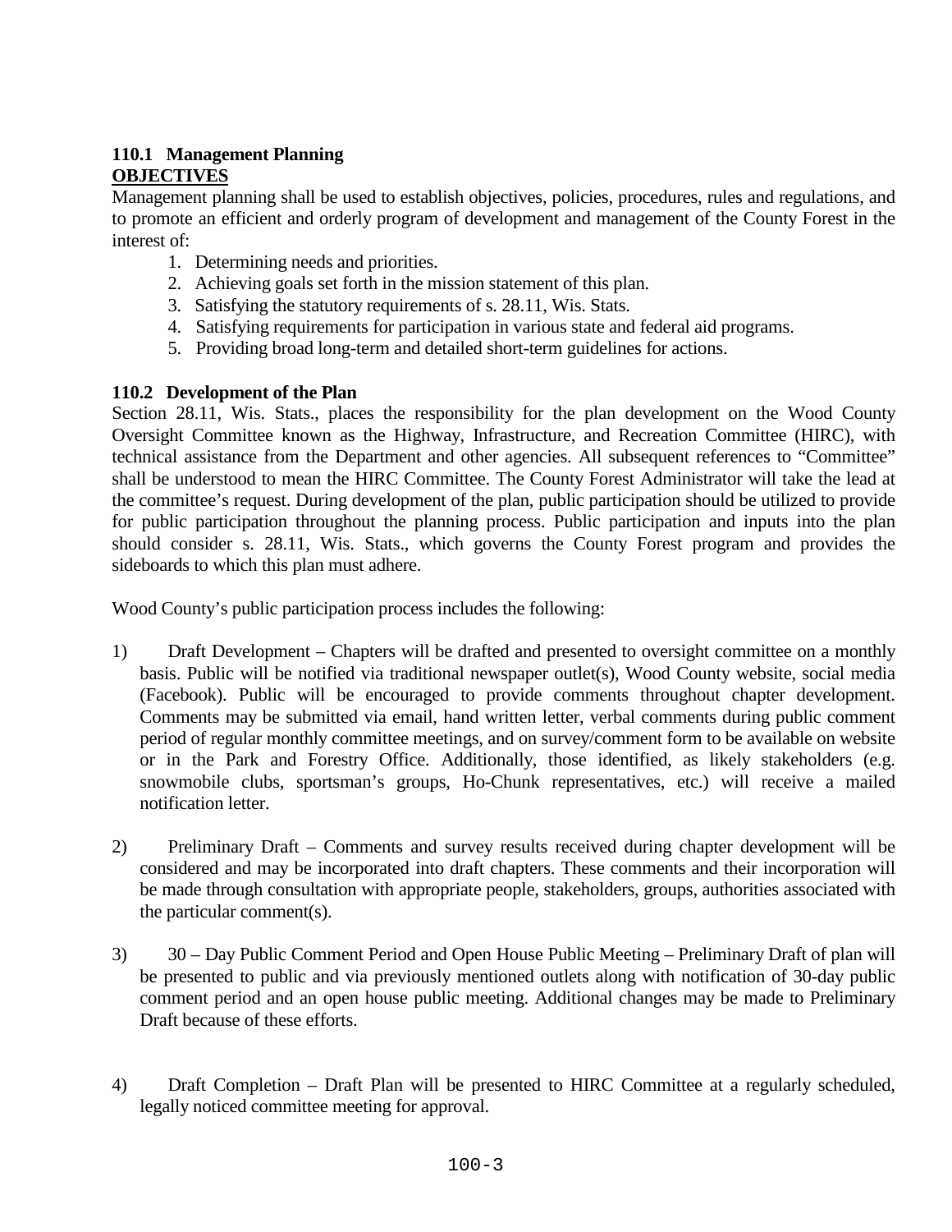### 110.1 Management Planning

**OBJECTIVES**

Management planning shall be used to establish objectives, policies, procedures, rules and regulations, and to promote an efficient and orderly program of development and management of the County Forest in the interest of:

1. Determining needs and priorities.
2. Achieving goals set forth in the mission statement of this plan.
3. Satisfying the statutory requirements of s. 28.11, Wis. Stats.
4. Satisfying requirements for participation in various state and federal aid programs.
5. Providing broad long-term and detailed short-term guidelines for actions.

### 110.2 Development of the Plan

Section 28.11, Wis. Stats., places the responsibility for the plan development on the Wood County Oversight Committee known as the Highway, Infrastructure, and Recreation Committee (HIRC), with technical assistance from the Department and other agencies. All subsequent references to "Committee" shall be understood to mean the HIRC Committee. The County Forest Administrator will take the lead at the committee's request. During development of the plan, public participation should be utilized to provide for public participation throughout the planning process. Public participation and inputs into the plan should consider s. 28.11, Wis. Stats., which governs the County Forest program and provides the sideboards to which this plan must adhere.

Wood County's public participation process includes the following:

1) Draft Development – Chapters will be drafted and presented to oversight committee on a monthly basis. Public will be notified via traditional newspaper outlet(s), Wood County website, social media (Facebook). Public will be encouraged to provide comments throughout chapter development. Comments may be submitted via email, hand written letter, verbal comments during public comment period of regular monthly committee meetings, and on survey/comment form to be available on website or in the Park and Forestry Office. Additionally, those identified, as likely stakeholders (e.g. snowmobile clubs, sportsman's groups, Ho-Chunk representatives, etc.) will receive a mailed notification letter.

2) Preliminary Draft – Comments and survey results received during chapter development will be considered and may be incorporated into draft chapters. These comments and their incorporation will be made through consultation with appropriate people, stakeholders, groups, authorities associated with the particular comment(s).

3) 30 – Day Public Comment Period and Open House Public Meeting – Preliminary Draft of plan will be presented to public and via previously mentioned outlets along with notification of 30-day public comment period and an open house public meeting. Additional changes may be made to Preliminary Draft because of these efforts.

4) Draft Completion – Draft Plan will be presented to HIRC Committee at a regularly scheduled, legally noticed committee meeting for approval.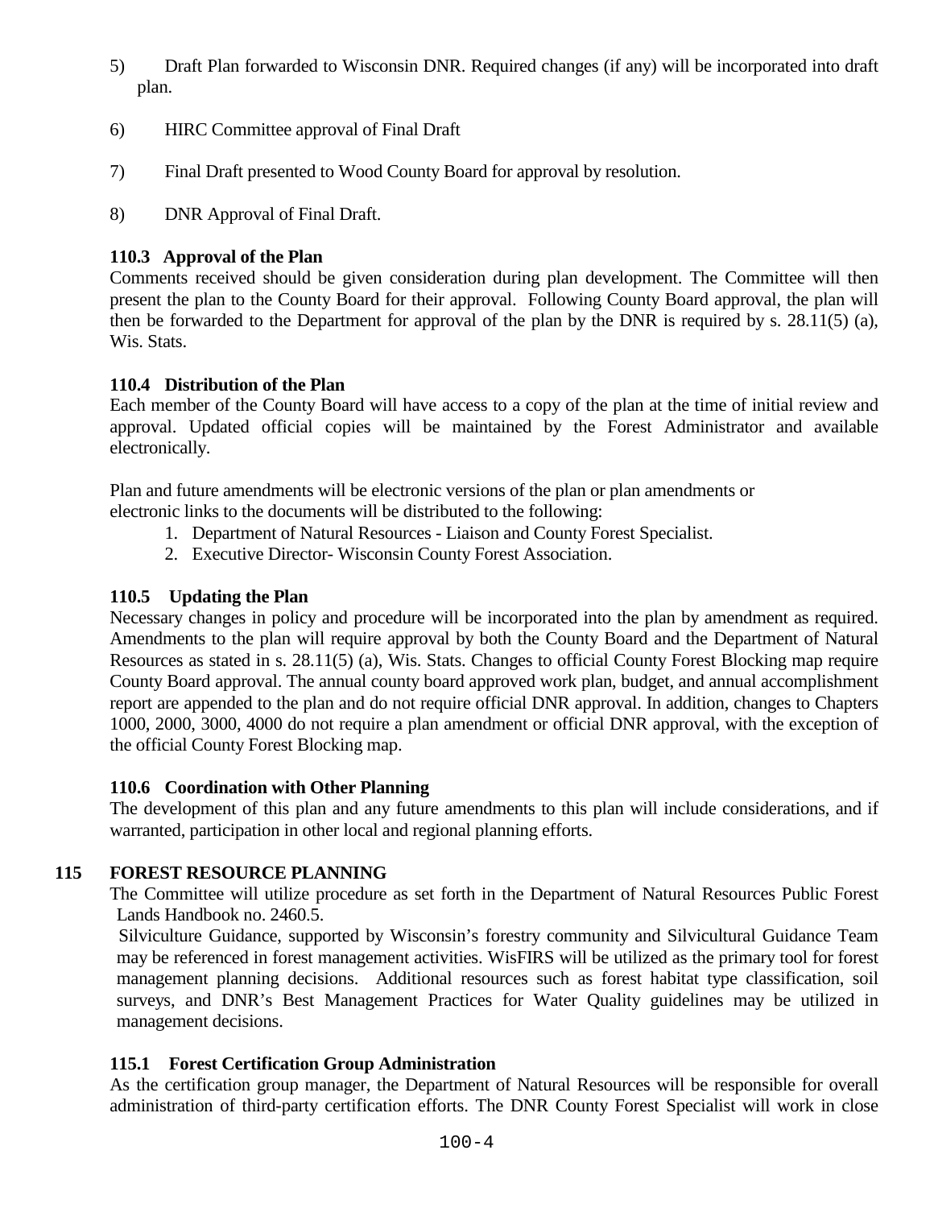5) Draft Plan forwarded to Wisconsin DNR. Required changes (if any) will be incorporated into draft plan.

6) HIRC Committee approval of Final Draft

7) Final Draft presented to Wood County Board for approval by resolution.

8) DNR Approval of Final Draft.

### 110.3 Approval of the Plan

Comments received should be given consideration during plan development. The Committee will then present the plan to the County Board for their approval. Following County Board approval, the plan will then be forwarded to the Department for approval of the plan by the DNR is required by s. 28.11(5) (a), Wis. Stats.

### 110.4 Distribution of the Plan

Each member of the County Board will have access to a copy of the plan at the time of initial review and approval. Updated official copies will be maintained by the Forest Administrator and available electronically.

Plan and future amendments will be electronic versions of the plan or plan amendments or electronic links to the documents will be distributed to the following:

1. Department of Natural Resources - Liaison and County Forest Specialist.
2. Executive Director- Wisconsin County Forest Association.

### 110.5 Updating the Plan

Necessary changes in policy and procedure will be incorporated into the plan by amendment as required. Amendments to the plan will require approval by both the County Board and the Department of Natural Resources as stated in s. 28.11(5) (a), Wis. Stats. Changes to official County Forest Blocking map require County Board approval. The annual county board approved work plan, budget, and annual accomplishment report are appended to the plan and do not require official DNR approval. In addition, changes to Chapters 1000, 2000, 3000, 4000 do not require a plan amendment or official DNR approval, with the exception of the official County Forest Blocking map.

### 110.6 Coordination with Other Planning

The development of this plan and any future amendments to this plan will include considerations, and if warranted, participation in other local and regional planning efforts.

## 115 FOREST RESOURCE PLANNING

The Committee will utilize procedure as set forth in the Department of Natural Resources Public Forest Lands Handbook no. 2460.5.

Silviculture Guidance, supported by Wisconsin's forestry community and Silvicultural Guidance Team may be referenced in forest management activities. WisFIRS will be utilized as the primary tool for forest management planning decisions. Additional resources such as forest habitat type classification, soil surveys, and DNR's Best Management Practices for Water Quality guidelines may be utilized in management decisions.

### 115.1 Forest Certification Group Administration

As the certification group manager, the Department of Natural Resources will be responsible for overall administration of third-party certification efforts. The DNR County Forest Specialist will work in close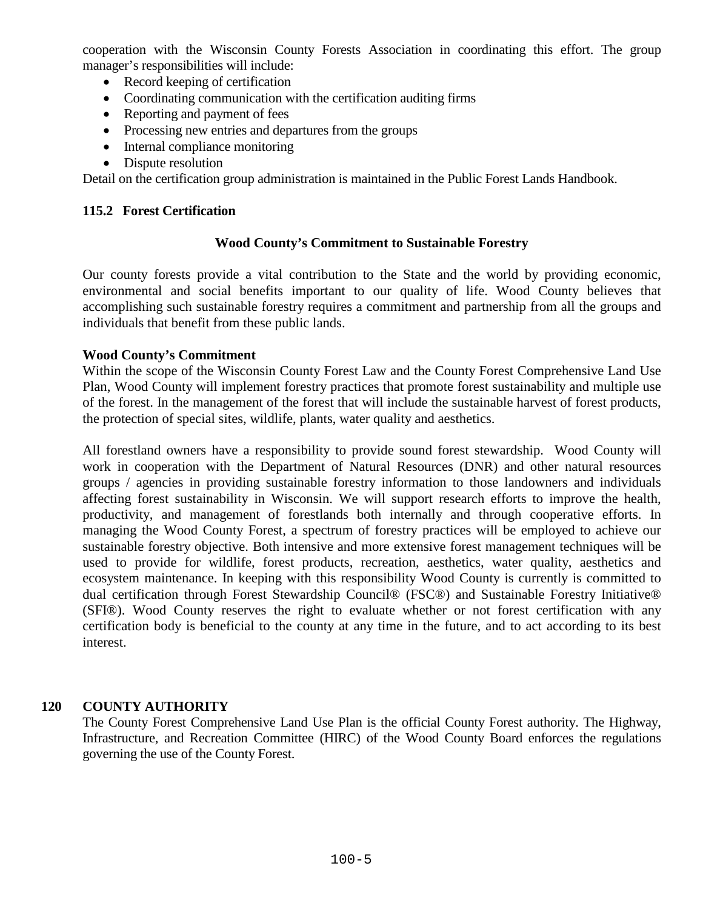cooperation with the Wisconsin County Forests Association in coordinating this effort. The group manager's responsibilities will include:

- Record keeping of certification
- Coordinating communication with the certification auditing firms
- Reporting and payment of fees
- Processing new entries and departures from the groups
- Internal compliance monitoring
- Dispute resolution

Detail on the certification group administration is maintained in the Public Forest Lands Handbook.

### 115.2 Forest Certification

**Wood County's Commitment to Sustainable Forestry**

Our county forests provide a vital contribution to the State and the world by providing economic, environmental and social benefits important to our quality of life. Wood County believes that accomplishing such sustainable forestry requires a commitment and partnership from all the groups and individuals that benefit from these public lands.

**Wood County's Commitment**

Within the scope of the Wisconsin County Forest Law and the County Forest Comprehensive Land Use Plan, Wood County will implement forestry practices that promote forest sustainability and multiple use of the forest. In the management of the forest that will include the sustainable harvest of forest products, the protection of special sites, wildlife, plants, water quality and aesthetics.

All forestland owners have a responsibility to provide sound forest stewardship. Wood County will work in cooperation with the Department of Natural Resources (DNR) and other natural resources groups / agencies in providing sustainable forestry information to those landowners and individuals affecting forest sustainability in Wisconsin. We will support research efforts to improve the health, productivity, and management of forestlands both internally and through cooperative efforts. In managing the Wood County Forest, a spectrum of forestry practices will be employed to achieve our sustainable forestry objective. Both intensive and more extensive forest management techniques will be used to provide for wildlife, forest products, recreation, aesthetics, water quality, aesthetics and ecosystem maintenance. In keeping with this responsibility Wood County is currently is committed to dual certification through Forest Stewardship Council® (FSC®) and Sustainable Forestry Initiative® (SFI®). Wood County reserves the right to evaluate whether or not forest certification with any certification body is beneficial to the county at any time in the future, and to act according to its best interest.

## 120 COUNTY AUTHORITY

The County Forest Comprehensive Land Use Plan is the official County Forest authority. The Highway, Infrastructure, and Recreation Committee (HIRC) of the Wood County Board enforces the regulations governing the use of the County Forest.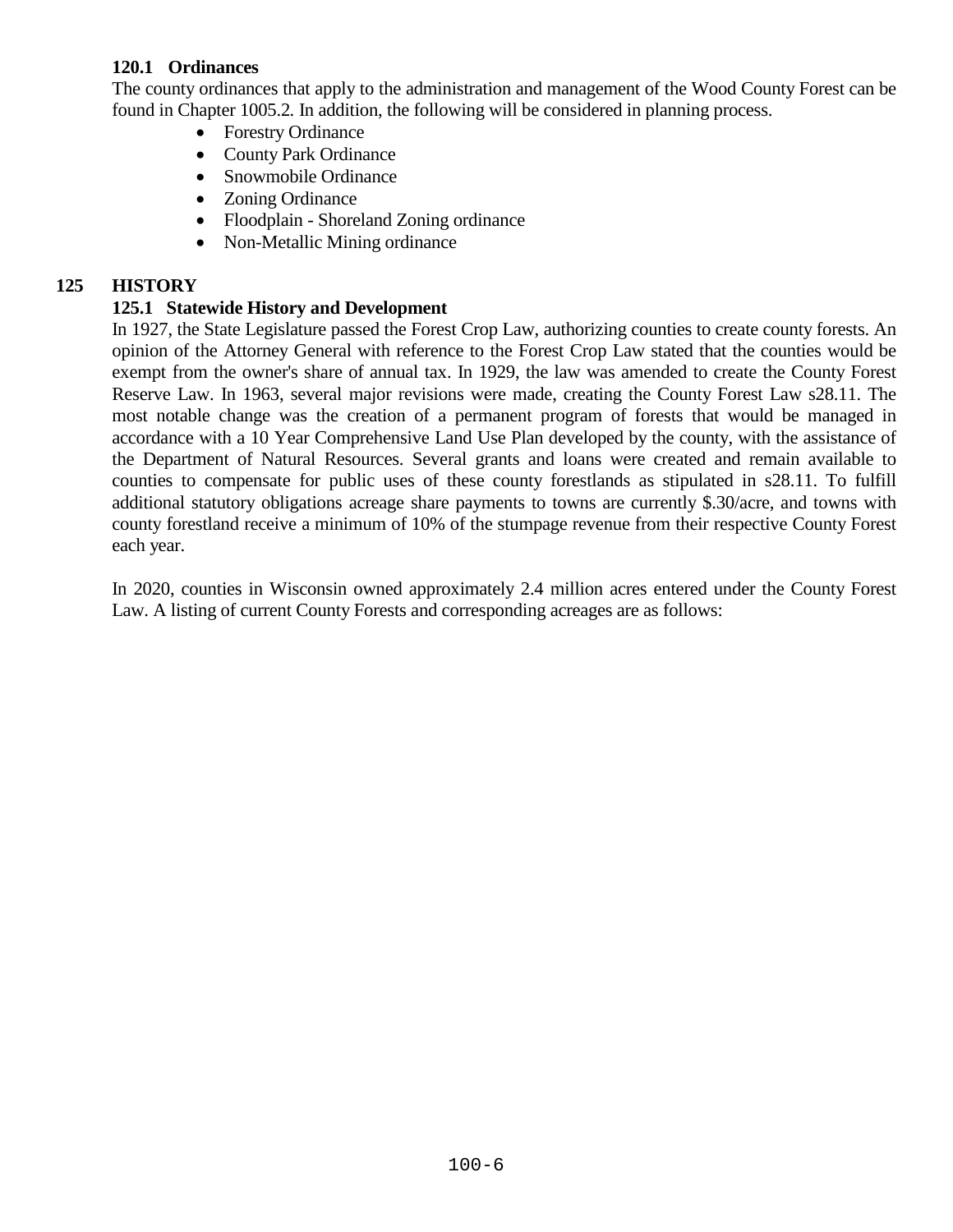### 120.1 Ordinances

The county ordinances that apply to the administration and management of the Wood County Forest can be found in Chapter 1005.2. In addition, the following will be considered in planning process.

- Forestry Ordinance
- County Park Ordinance
- Snowmobile Ordinance
- Zoning Ordinance
- Floodplain - Shoreland Zoning ordinance
- Non-Metallic Mining ordinance

## 125 HISTORY

### 125.1 Statewide History and Development

In 1927, the State Legislature passed the Forest Crop Law, authorizing counties to create county forests. An opinion of the Attorney General with reference to the Forest Crop Law stated that the counties would be exempt from the owner's share of annual tax. In 1929, the law was amended to create the County Forest Reserve Law. In 1963, several major revisions were made, creating the County Forest Law s28.11. The most notable change was the creation of a permanent program of forests that would be managed in accordance with a 10 Year Comprehensive Land Use Plan developed by the county, with the assistance of the Department of Natural Resources. Several grants and loans were created and remain available to counties to compensate for public uses of these county forestlands as stipulated in s28.11. To fulfill additional statutory obligations acreage share payments to towns are currently $.30/acre, and towns with county forestland receive a minimum of 10% of the stumpage revenue from their respective County Forest each year.

In 2020, counties in Wisconsin owned approximately 2.4 million acres entered under the County Forest Law. A listing of current County Forests and corresponding acreages are as follows: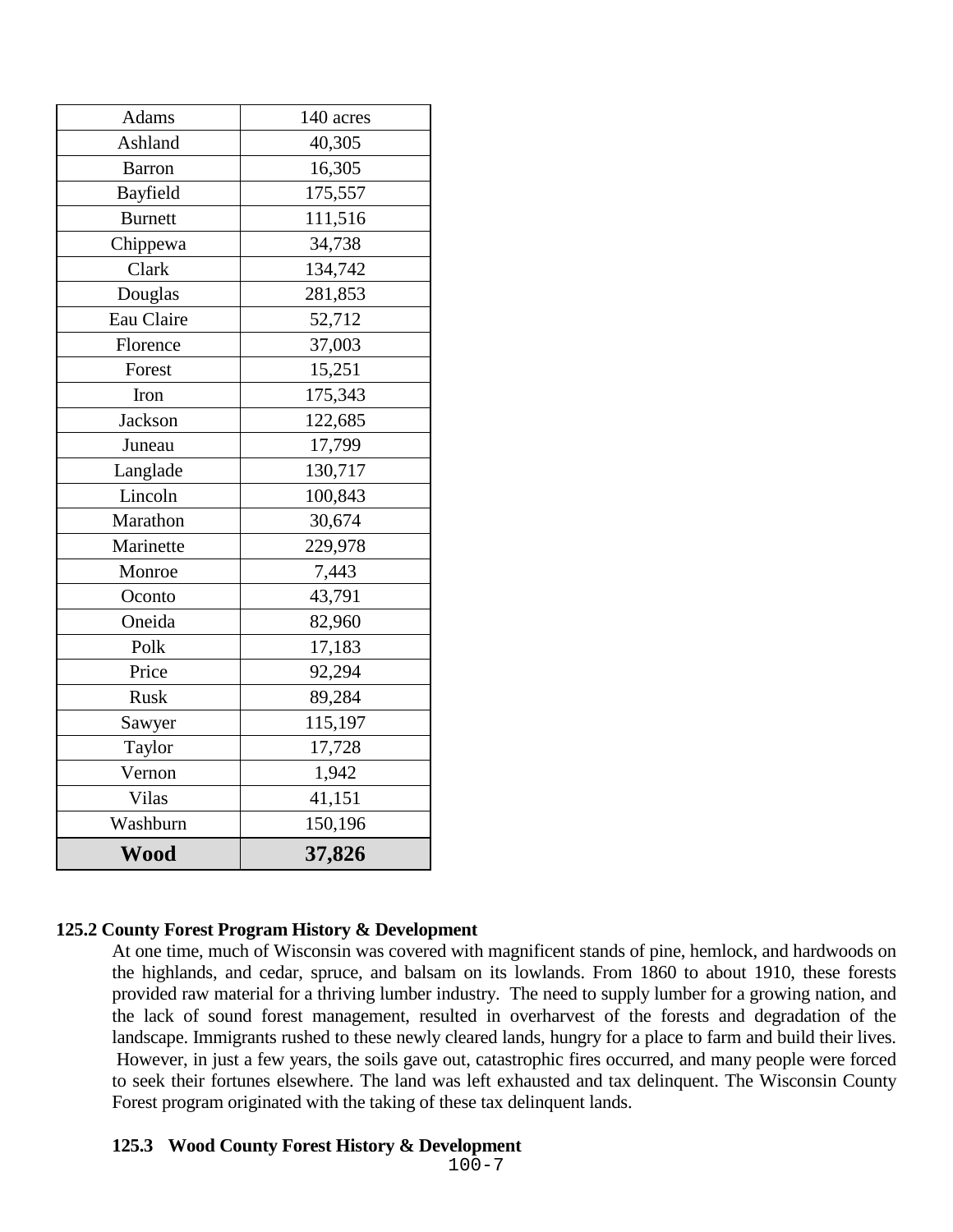| Adams | 140 acres |
|---|---|
| Ashland | 40,305 |
| Barron | 16,305 |
| Bayfield | 175,557 |
| Burnett | 111,516 |
| Chippewa | 34,738 |
| Clark | 134,742 |
| Douglas | 281,853 |
| Eau Claire | 52,712 |
| Florence | 37,003 |
| Forest | 15,251 |
| Iron | 175,343 |
| Jackson | 122,685 |
| Juneau | 17,799 |
| Langlade | 130,717 |
| Lincoln | 100,843 |
| Marathon | 30,674 |
| Marinette | 229,978 |
| Monroe | 7,443 |
| Oconto | 43,791 |
| Oneida | 82,960 |
| Polk | 17,183 |
| Price | 92,294 |
| Rusk | 89,284 |
| Sawyer | 115,197 |
| Taylor | 17,728 |
| Vernon | 1,942 |
| Vilas | 41,151 |
| Washburn | 150,196 |
| **Wood** | **37,826** |

**125.2 County Forest Program History & Development**

At one time, much of Wisconsin was covered with magnificent stands of pine, hemlock, and hardwoods on the highlands, and cedar, spruce, and balsam on its lowlands. From 1860 to about 1910, these forests provided raw material for a thriving lumber industry. The need to supply lumber for a growing nation, and the lack of sound forest management, resulted in overharvest of the forests and degradation of the landscape. Immigrants rushed to these newly cleared lands, hungry for a place to farm and build their lives. However, in just a few years, the soils gave out, catastrophic fires occurred, and many people were forced to seek their fortunes elsewhere. The land was left exhausted and tax delinquent. The Wisconsin County Forest program originated with the taking of these tax delinquent lands.

**125.3 Wood County Forest History & Development**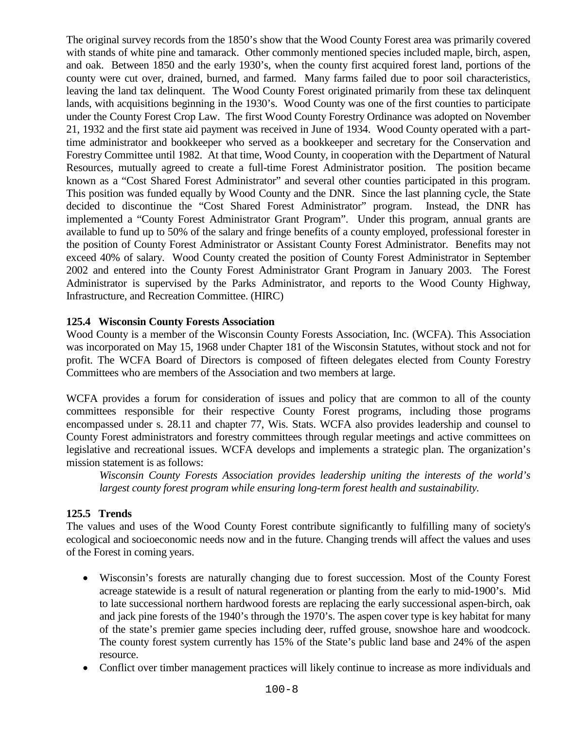The original survey records from the 1850's show that the Wood County Forest area was primarily covered with stands of white pine and tamarack. Other commonly mentioned species included maple, birch, aspen, and oak. Between 1850 and the early 1930's, when the county first acquired forest land, portions of the county were cut over, drained, burned, and farmed. Many farms failed due to poor soil characteristics, leaving the land tax delinquent. The Wood County Forest originated primarily from these tax delinquent lands, with acquisitions beginning in the 1930's. Wood County was one of the first counties to participate under the County Forest Crop Law. The first Wood County Forestry Ordinance was adopted on November 21, 1932 and the first state aid payment was received in June of 1934. Wood County operated with a part-time administrator and bookkeeper who served as a bookkeeper and secretary for the Conservation and Forestry Committee until 1982. At that time, Wood County, in cooperation with the Department of Natural Resources, mutually agreed to create a full-time Forest Administrator position. The position became known as a "Cost Shared Forest Administrator" and several other counties participated in this program. This position was funded equally by Wood County and the DNR. Since the last planning cycle, the State decided to discontinue the "Cost Shared Forest Administrator" program. Instead, the DNR has implemented a "County Forest Administrator Grant Program". Under this program, annual grants are available to fund up to 50% of the salary and fringe benefits of a county employed, professional forester in the position of County Forest Administrator or Assistant County Forest Administrator. Benefits may not exceed 40% of salary. Wood County created the position of County Forest Administrator in September 2002 and entered into the County Forest Administrator Grant Program in January 2003. The Forest Administrator is supervised by the Parks Administrator, and reports to the Wood County Highway, Infrastructure, and Recreation Committee. (HIRC)

### 125.4 Wisconsin County Forests Association

Wood County is a member of the Wisconsin County Forests Association, Inc. (WCFA). This Association was incorporated on May 15, 1968 under Chapter 181 of the Wisconsin Statutes, without stock and not for profit. The WCFA Board of Directors is composed of fifteen delegates elected from County Forestry Committees who are members of the Association and two members at large.

WCFA provides a forum for consideration of issues and policy that are common to all of the county committees responsible for their respective County Forest programs, including those programs encompassed under s. 28.11 and chapter 77, Wis. Stats. WCFA also provides leadership and counsel to County Forest administrators and forestry committees through regular meetings and active committees on legislative and recreational issues. WCFA develops and implements a strategic plan. The organization's mission statement is as follows:

*Wisconsin County Forests Association provides leadership uniting the interests of the world's largest county forest program while ensuring long-term forest health and sustainability.*

### 125.5 Trends

The values and uses of the Wood County Forest contribute significantly to fulfilling many of society's ecological and socioeconomic needs now and in the future. Changing trends will affect the values and uses of the Forest in coming years.

- Wisconsin's forests are naturally changing due to forest succession. Most of the County Forest acreage statewide is a result of natural regeneration or planting from the early to mid-1900's. Mid to late successional northern hardwood forests are replacing the early successional aspen-birch, oak and jack pine forests of the 1940's through the 1970's. The aspen cover type is key habitat for many of the state's premier game species including deer, ruffed grouse, snowshoe hare and woodcock. The county forest system currently has 15% of the State's public land base and 24% of the aspen resource.
- Conflict over timber management practices will likely continue to increase as more individuals and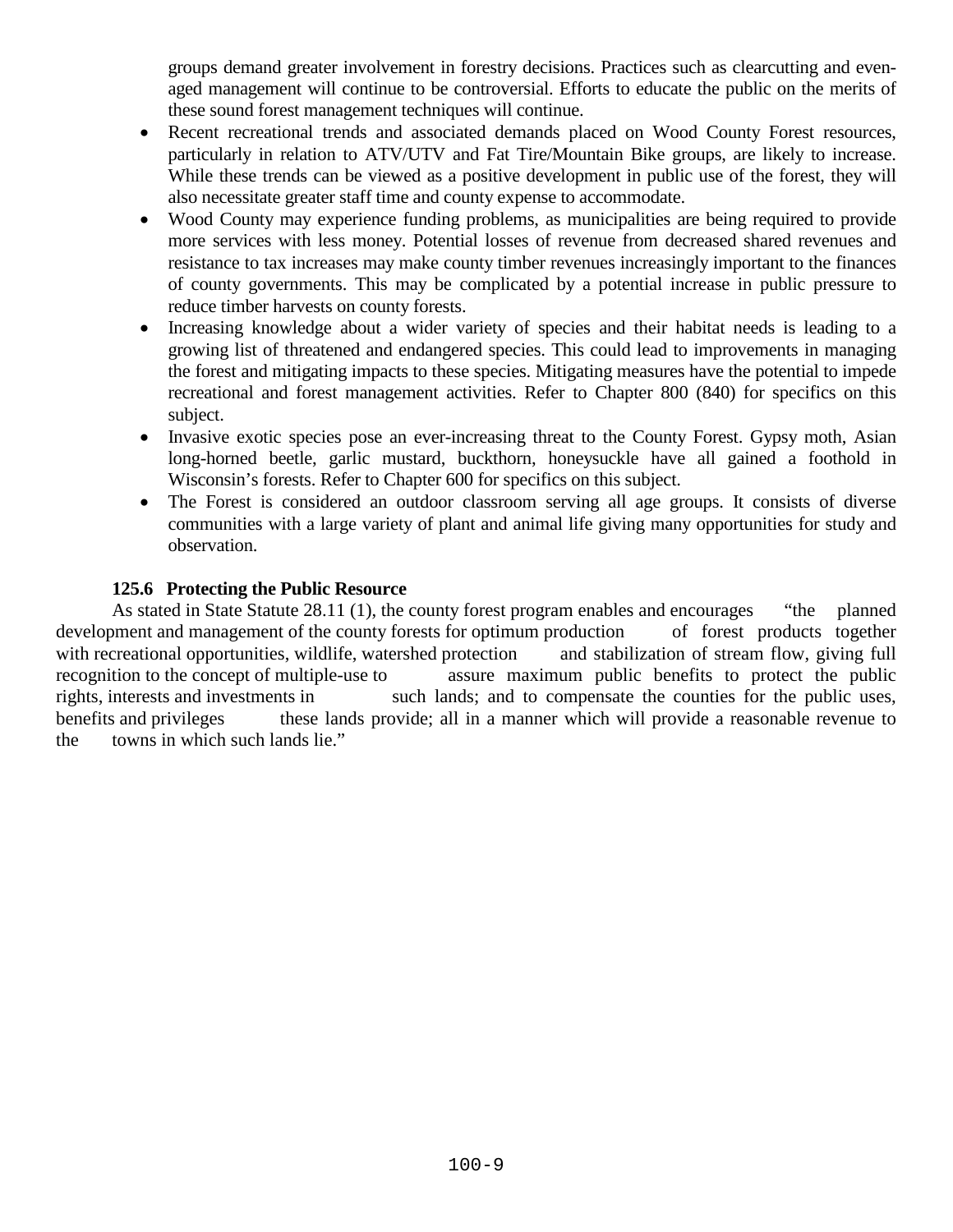groups demand greater involvement in forestry decisions. Practices such as clearcutting and even-aged management will continue to be controversial. Efforts to educate the public on the merits of these sound forest management techniques will continue.

- Recent recreational trends and associated demands placed on Wood County Forest resources, particularly in relation to ATV/UTV and Fat Tire/Mountain Bike groups, are likely to increase. While these trends can be viewed as a positive development in public use of the forest, they will also necessitate greater staff time and county expense to accommodate.
- Wood County may experience funding problems, as municipalities are being required to provide more services with less money. Potential losses of revenue from decreased shared revenues and resistance to tax increases may make county timber revenues increasingly important to the finances of county governments. This may be complicated by a potential increase in public pressure to reduce timber harvests on county forests.
- Increasing knowledge about a wider variety of species and their habitat needs is leading to a growing list of threatened and endangered species. This could lead to improvements in managing the forest and mitigating impacts to these species. Mitigating measures have the potential to impede recreational and forest management activities. Refer to Chapter 800 (840) for specifics on this subject.
- Invasive exotic species pose an ever-increasing threat to the County Forest. Gypsy moth, Asian long-horned beetle, garlic mustard, buckthorn, honeysuckle have all gained a foothold in Wisconsin's forests. Refer to Chapter 600 for specifics on this subject.
- The Forest is considered an outdoor classroom serving all age groups. It consists of diverse communities with a large variety of plant and animal life giving many opportunities for study and observation.

### 125.6 Protecting the Public Resource

As stated in State Statute 28.11 (1), the county forest program enables and encourages "the planned development and management of the county forests for optimum production of forest products together with recreational opportunities, wildlife, watershed protection and stabilization of stream flow, giving full recognition to the concept of multiple-use to assure maximum public benefits to protect the public rights, interests and investments in such lands; and to compensate the counties for the public uses, benefits and privileges these lands provide; all in a manner which will provide a reasonable revenue to the towns in which such lands lie."